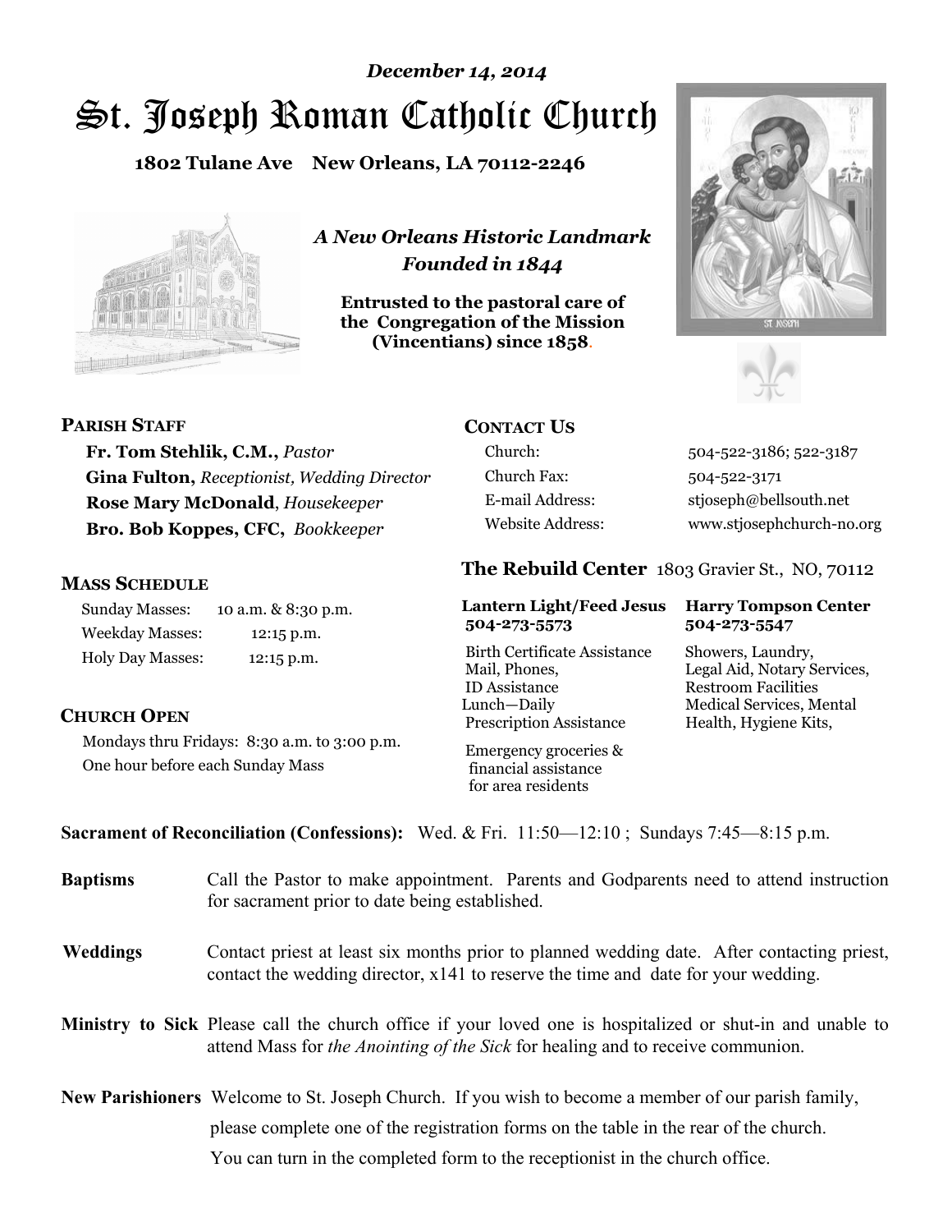*December 14, 2014*

# St. Joseph Roman Catholic Church

**1802 Tulane Ave New Orleans, LA 70112-2246**

***A New Orleans Historic Landmark***
***Founded in 1844***

**Entrusted to the pastoral care of the Congregation of the Mission (Vincentians) since 1858.**

## PARISH STAFF

**Fr. Tom Stehlik, C.M.,** *Pastor*
**Gina Fulton,** *Receptionist, Wedding Director*
**Rose Mary McDonald**, *Housekeeper*
**Bro. Bob Koppes, CFC,** *Bookkeeper*

## MASS SCHEDULE

| | |
|---|---|
| Sunday Masses: | 10 a.m. & 8:30 p.m. |
| Weekday Masses: | 12:15 p.m. |
| Holy Day Masses: | 12:15 p.m. |

## CHURCH OPEN

Mondays thru Fridays: 8:30 a.m. to 3:00 p.m.
One hour before each Sunday Mass

## CONTACT US

| | |
|---|---|
| Church: | 504-522-3186; 522-3187 |
| Church Fax: | 504-522-3171 |
| E-mail Address: | stjoseph@bellsouth.net |
| Website Address: | www.stjosephchurch-no.org |

## The Rebuild Center 1803 Gravier St., NO, 70112

**Lantern Light/Feed Jesus 504-273-5573**

Birth Certificate Assistance
Mail, Phones,
ID Assistance
Lunch—Daily
Prescription Assistance

Emergency groceries & financial assistance for area residents

**Harry Tompson Center 504-273-5547**

Showers, Laundry,
Legal Aid, Notary Services,
Restroom Facilities
Medical Services, Mental Health, Hygiene Kits,

**Sacrament of Reconciliation (Confessions):** Wed. & Fri. 11:50—12:10 ; Sundays 7:45—8:15 p.m.

**Baptisms** Call the Pastor to make appointment. Parents and Godparents need to attend instruction for sacrament prior to date being established.

**Weddings** Contact priest at least six months prior to planned wedding date. After contacting priest, contact the wedding director, x141 to reserve the time and date for your wedding.

**Ministry to Sick** Please call the church office if your loved one is hospitalized or shut-in and unable to attend Mass for *the Anointing of the Sick* for healing and to receive communion.

**New Parishioners** Welcome to St. Joseph Church. If you wish to become a member of our parish family, please complete one of the registration forms on the table in the rear of the church. You can turn in the completed form to the receptionist in the church office.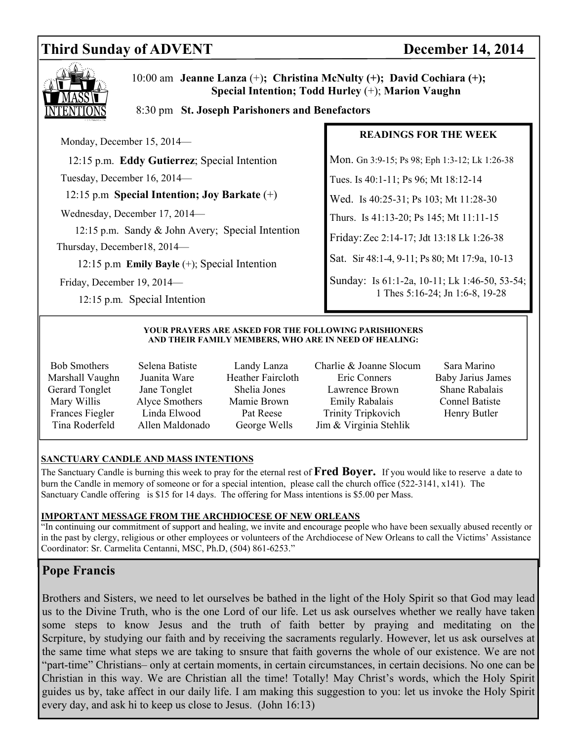# Third Sunday of ADVENT — December 14, 2014

## Mass Intentions

10:00 am **Jeanne Lanza** (+); **Christina McNulty (+); David Cochiara (+); Special Intention; Todd Hurley** (+); **Marion Vaughn**

8:30 pm **St. Joseph Parishoners and Benefactors**

Monday, December 15, 2014—

12:15 p.m. **Eddy Gutierrez**; Special Intention

Tuesday, December 16, 2014—

12:15 p.m **Special Intention; Joy Barkate** (+)

Wednesday, December 17, 2014—

12:15 p.m. Sandy & John Avery; Special Intention

Thursday, December18, 2014—

12:15 p.m **Emily Bayle** (+); Special Intention

Friday, December 19, 2014—

12:15 p.m. Special Intention

## READINGS FOR THE WEEK

Mon. Gn 3:9-15; Ps 98; Eph 1:3-12; Lk 1:26-38

Tues. Is 40:1-11; Ps 96; Mt 18:12-14

Wed. Is 40:25-31; Ps 103; Mt 11:28-30

Thurs. Is 41:13-20; Ps 145; Mt 11:11-15

Friday: Zec 2:14-17; Jdt 13:18 Lk 1:26-38

Sat. Sir 48:1-4, 9-11; Ps 80; Mt 17:9a, 10-13

Sunday: Is 61:1-2a, 10-11; Lk 1:46-50, 53-54; 1 Thes 5:16-24; Jn 1:6-8, 19-28

## YOUR PRAYERS ARE ASKED FOR THE FOLLOWING PARISHIONERS AND THEIR FAMILY MEMBERS, WHO ARE IN NEED OF HEALING:

| | | | | |
|---|---|---|---|---|
| Bob Smothers | Selena Batiste | Landy Lanza | Charlie & Joanne Slocum | Sara Marino |
| Marshall Vaughn | Juanita Ware | Heather Faircloth | Eric Conners | Baby Jarius James |
| Gerard Tonglet | Jane Tonglet | Shelia Jones | Lawrence Brown | Shane Rabalais |
| Mary Willis | Alyce Smothers | Mamie Brown | Emily Rabalais | Connel Batiste |
| Frances Fiegler | Linda Elwood | Pat Reese | Trinity Tripkovich | Henry Butler |
| Tina Roderfeld | Allen Maldonado | George Wells | Jim & Virginia Stehlik | |

## SANCTUARY CANDLE AND MASS INTENTIONS

The Sanctuary Candle is burning this week to pray for the eternal rest of **Fred Boyer.** If you would like to reserve a date to burn the Candle in memory of someone or for a special intention, please call the church office (522-3141, x141). The Sanctuary Candle offering is $15 for 14 days. The offering for Mass intentions is $5.00 per Mass.

## IMPORTANT MESSAGE FROM THE ARCHDIOCESE OF NEW ORLEANS

"In continuing our commitment of support and healing, we invite and encourage people who have been sexually abused recently or in the past by clergy, religious or other employees or volunteers of the Archdiocese of New Orleans to call the Victims' Assistance Coordinator: Sr. Carmelita Centanni, MSC, Ph.D, (504) 861-6253."

## Pope Francis

Brothers and Sisters, we need to let ourselves be bathed in the light of the Holy Spirit so that God may lead us to the Divine Truth, who is the one Lord of our life. Let us ask ourselves whether we really have taken some steps to know Jesus and the truth of faith better by praying and meditating on the Scrpiture, by studying our faith and by receiving the sacraments regularly. However, let us ask ourselves at the same time what steps we are taking to snsure that faith governs the whole of our existence. We are not "part-time" Christians– only at certain moments, in certain circumstances, in certain decisions. No one can be Christian in this way. We are Christian all the time! Totally! May Christ's words, which the Holy Spirit guides us by, take affect in our daily life. I am making this suggestion to you: let us invoke the Holy Spirit every day, and ask hi to keep us close to Jesus. (John 16:13)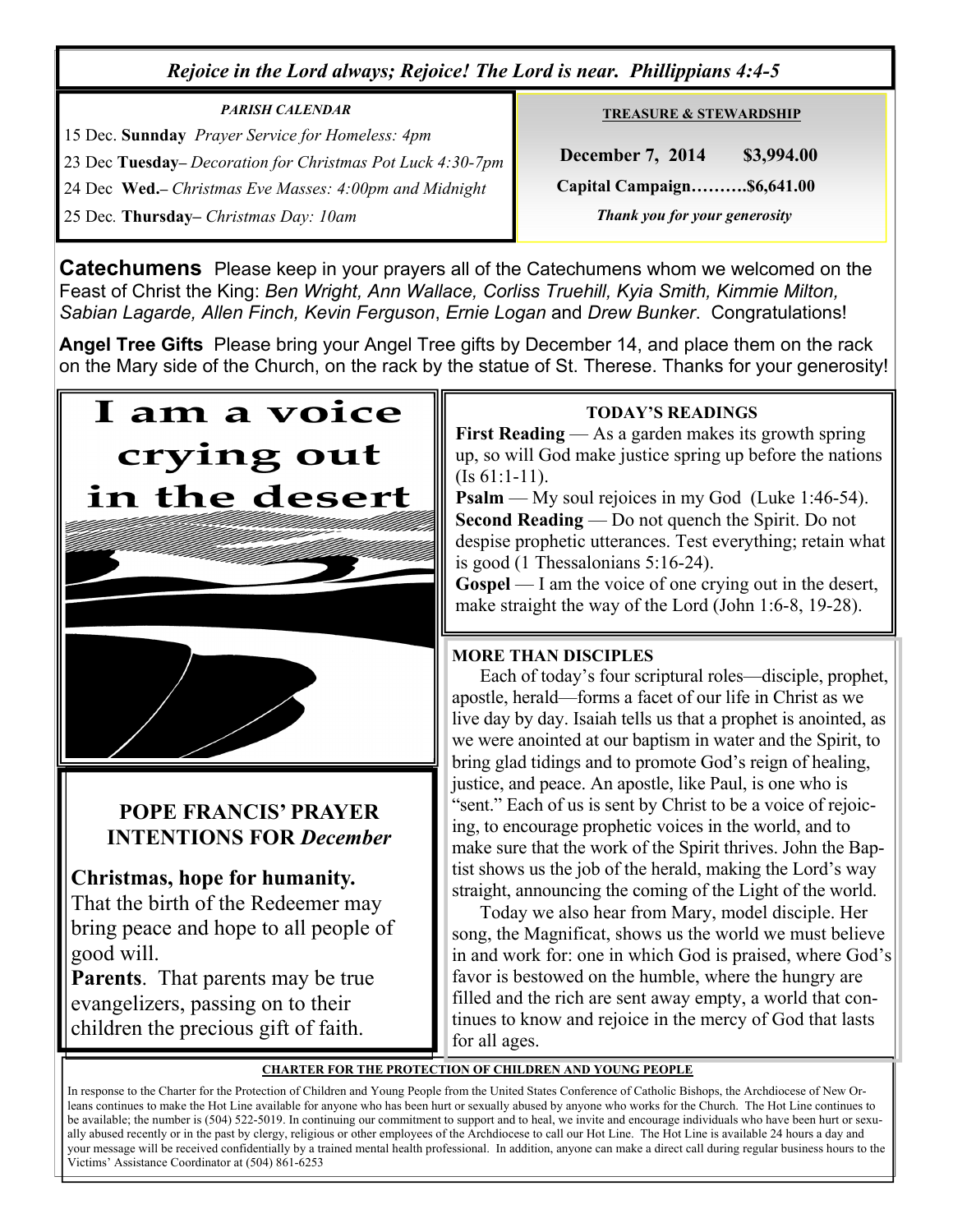*Rejoice in the Lord always; Rejoice! The Lord is near. Phillippians 4:4-5*

***PARISH CALENDAR***

15 Dec. **Sunnday** *Prayer Service for Homeless: 4pm*

23 Dec **Tuesday**– *Decoration for Christmas Pot Luck 4:30-7pm*

24 Dec **Wed.**– *Christmas Eve Masses: 4:00pm and Midnight*

25 Dec. **Thursday**– *Christmas Day: 10am*

**TREASURE & STEWARDSHIP**

**December 7, 2014 $3,994.00**

**Capital Campaign……….$6,641.00**

***Thank you for your generosity***

**Catechumens** Please keep in your prayers all of the Catechumens whom we welcomed on the Feast of Christ the King: *Ben Wright, Ann Wallace, Corliss Truehill, Kyia Smith, Kimmie Milton, Sabian Lagarde, Allen Finch, Kevin Ferguson*, *Ernie Logan* and *Drew Bunker*. Congratulations!

**Angel Tree Gifts** Please bring your Angel Tree gifts by December 14, and place them on the rack on the Mary side of the Church, on the rack by the statue of St. Therese. Thanks for your generosity!

**I am a voice crying out in the desert**

**TODAY'S READINGS**

**First Reading** — As a garden makes its growth spring up, so will God make justice spring up before the nations (Is 61:1-11).
**Psalm** — My soul rejoices in my God (Luke 1:46-54).
**Second Reading** — Do not quench the Spirit. Do not despise prophetic utterances. Test everything; retain what is good (1 Thessalonians 5:16-24).
**Gospel** — I am the voice of one crying out in the desert, make straight the way of the Lord (John 1:6-8, 19-28).

**MORE THAN DISCIPLES**

Each of today's four scriptural roles—disciple, prophet, apostle, herald—forms a facet of our life in Christ as we live day by day. Isaiah tells us that a prophet is anointed, as we were anointed at our baptism in water and the Spirit, to bring glad tidings and to promote God's reign of healing, justice, and peace. An apostle, like Paul, is one who is "sent." Each of us is sent by Christ to be a voice of rejoicing, to encourage prophetic voices in the world, and to make sure that the work of the Spirit thrives. John the Baptist shows us the job of the herald, making the Lord's way straight, announcing the coming of the Light of the world.

Today we also hear from Mary, model disciple. Her song, the Magnificat, shows us the world we must believe in and work for: one in which God is praised, where God's favor is bestowed on the humble, where the hungry are filled and the rich are sent away empty, a world that continues to know and rejoice in the mercy of God that lasts for all ages.

**POPE FRANCIS' PRAYER INTENTIONS FOR *December***

**Christmas, hope for humanity.** That the birth of the Redeemer may bring peace and hope to all people of good will.
**Parents**. That parents may be true evangelizers, passing on to their children the precious gift of faith.

**CHARTER FOR THE PROTECTION OF CHILDREN AND YOUNG PEOPLE**

In response to the Charter for the Protection of Children and Young People from the United States Conference of Catholic Bishops, the Archdiocese of New Orleans continues to make the Hot Line available for anyone who has been hurt or sexually abused by anyone who works for the Church. The Hot Line continues to be available; the number is (504) 522-5019. In continuing our commitment to support and to heal, we invite and encourage individuals who have been hurt or sexually abused recently or in the past by clergy, religious or other employees of the Archdiocese to call our Hot Line. The Hot Line is available 24 hours a day and your message will be received confidentially by a trained mental health professional. In addition, anyone can make a direct call during regular business hours to the Victims' Assistance Coordinator at (504) 861-6253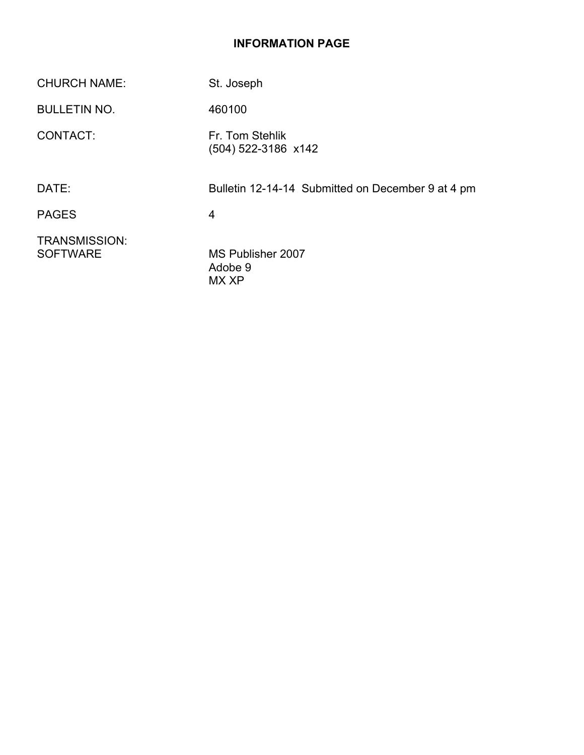## INFORMATION PAGE

| | |
|---|---|
| CHURCH NAME: | St. Joseph |
| BULLETIN NO. | 460100 |
| CONTACT: | Fr. Tom Stehlik<br>(504) 522-3186 x142 |
| DATE: | Bulletin 12-14-14 Submitted on December 9 at 4 pm |
| PAGES | 4 |
| TRANSMISSION:<br>SOFTWARE | MS Publisher 2007<br>Adobe 9<br>MX XP |